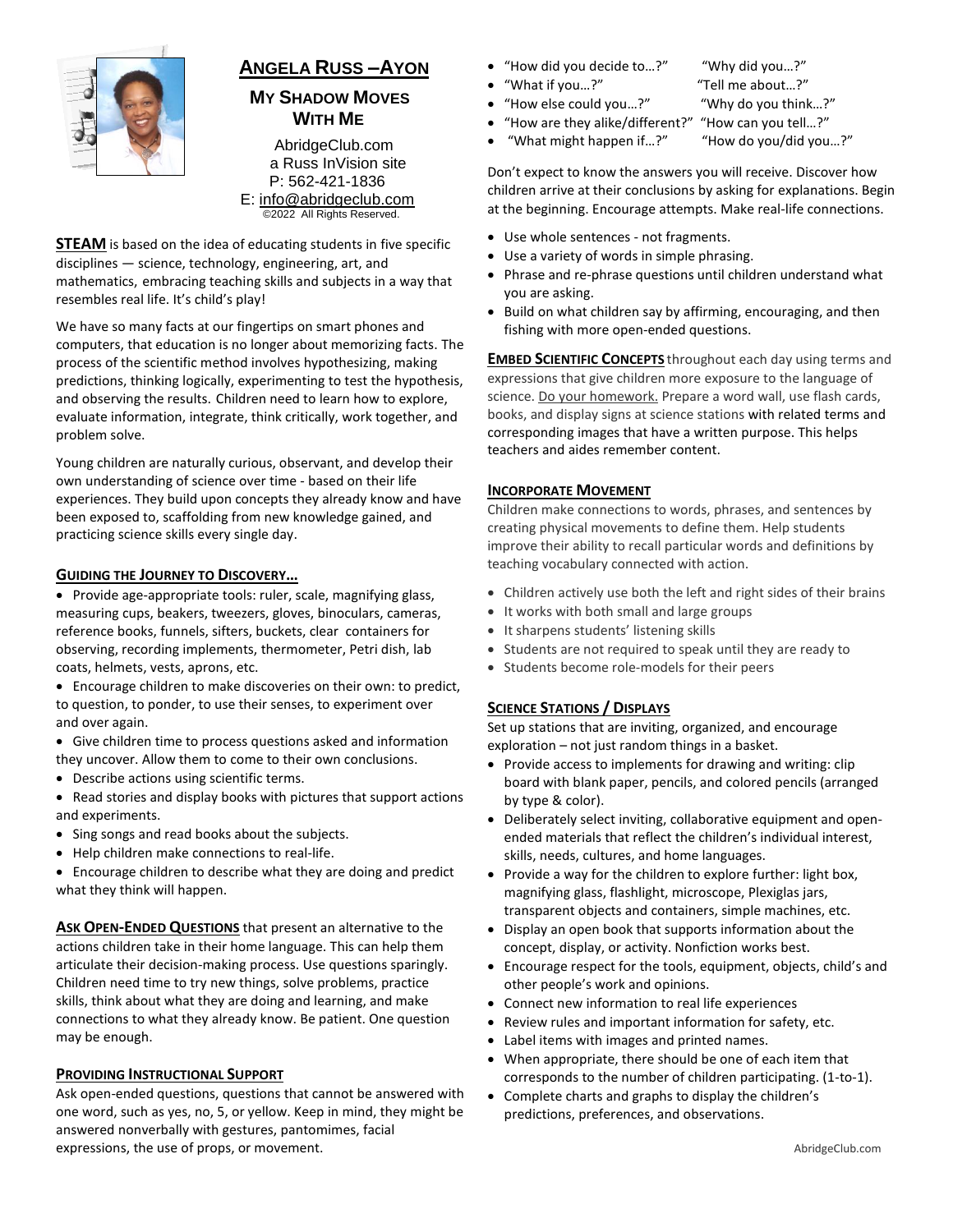# Angela Russ –Ayon

## My Shadow Moves With Me

AbridgeClub.com
a Russ InVision site
P: 562-421-1836
E: info@abridgeclub.com
©2022 All Rights Reserved.

**STEAM** is based on the idea of educating students in five specific disciplines — science, technology, engineering, art, and mathematics, embracing teaching skills and subjects in a way that resembles real life. It's child's play!

We have so many facts at our fingertips on smart phones and computers, that education is no longer about memorizing facts. The process of the scientific method involves hypothesizing, making predictions, thinking logically, experimenting to test the hypothesis, and observing the results. Children need to learn how to explore, evaluate information, integrate, think critically, work together, and problem solve.

Young children are naturally curious, observant, and develop their own understanding of science over time - based on their life experiences. They build upon concepts they already know and have been exposed to, scaffolding from new knowledge gained, and practicing science skills every single day.

### Guiding the Journey to Discovery…

- Provide age-appropriate tools: ruler, scale, magnifying glass, measuring cups, beakers, tweezers, gloves, binoculars, cameras, reference books, funnels, sifters, buckets, clear containers for observing, recording implements, thermometer, Petri dish, lab coats, helmets, vests, aprons, etc.
- Encourage children to make discoveries on their own: to predict, to question, to ponder, to use their senses, to experiment over and over again.
- Give children time to process questions asked and information they uncover. Allow them to come to their own conclusions.
- Describe actions using scientific terms.
- Read stories and display books with pictures that support actions and experiments.
- Sing songs and read books about the subjects.
- Help children make connections to real-life.
- Encourage children to describe what they are doing and predict what they think will happen.

**Ask Open-Ended Questions** that present an alternative to the actions children take in their home language. This can help them articulate their decision-making process. Use questions sparingly. Children need time to try new things, solve problems, practice skills, think about what they are doing and learning, and make connections to what they already know. Be patient. One question may be enough.

### Providing Instructional Support

Ask open-ended questions, questions that cannot be answered with one word, such as yes, no, 5, or yellow. Keep in mind, they might be answered nonverbally with gestures, pantomimes, facial expressions, the use of props, or movement.

- "How did you decide to…?" "Why did you…?"
- "What if you…?" "Tell me about…?"
- "How else could you…?" "Why do you think…?"
- "How are they alike/different?" "How can you tell…?"
- "What might happen if…?" "How do you/did you…?"

Don't expect to know the answers you will receive. Discover how children arrive at their conclusions by asking for explanations. Begin at the beginning. Encourage attempts. Make real-life connections.

- Use whole sentences - not fragments.
- Use a variety of words in simple phrasing.
- Phrase and re-phrase questions until children understand what you are asking.
- Build on what children say by affirming, encouraging, and then fishing with more open-ended questions.

**Embed Scientific Concepts** throughout each day using terms and expressions that give children more exposure to the language of science. Do your homework. Prepare a word wall, use flash cards, books, and display signs at science stations with related terms and corresponding images that have a written purpose. This helps teachers and aides remember content.

### Incorporate Movement

Children make connections to words, phrases, and sentences by creating physical movements to define them. Help students improve their ability to recall particular words and definitions by teaching vocabulary connected with action.

- Children actively use both the left and right sides of their brains
- It works with both small and large groups
- It sharpens students' listening skills
- Students are not required to speak until they are ready to
- Students become role-models for their peers

### Science Stations / Displays

Set up stations that are inviting, organized, and encourage exploration – not just random things in a basket.

- Provide access to implements for drawing and writing: clip board with blank paper, pencils, and colored pencils (arranged by type & color).
- Deliberately select inviting, collaborative equipment and open-ended materials that reflect the children's individual interest, skills, needs, cultures, and home languages.
- Provide a way for the children to explore further: light box, magnifying glass, flashlight, microscope, Plexiglas jars, transparent objects and containers, simple machines, etc.
- Display an open book that supports information about the concept, display, or activity. Nonfiction works best.
- Encourage respect for the tools, equipment, objects, child's and other people's work and opinions.
- Connect new information to real life experiences
- Review rules and important information for safety, etc.
- Label items with images and printed names.
- When appropriate, there should be one of each item that corresponds to the number of children participating. (1-to-1).
- Complete charts and graphs to display the children's predictions, preferences, and observations.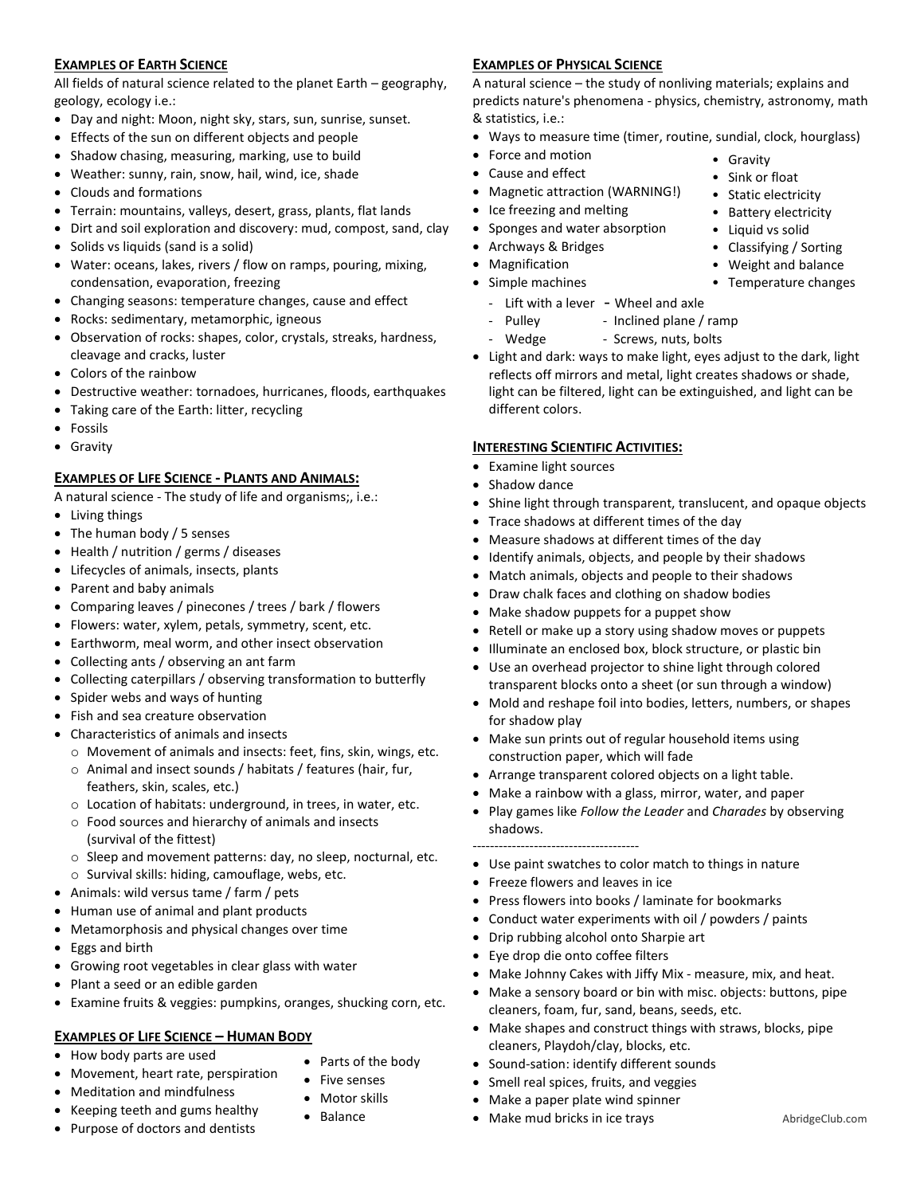## EXAMPLES OF EARTH SCIENCE

All fields of natural science related to the planet Earth – geography, geology, ecology i.e.:

- Day and night: Moon, night sky, stars, sun, sunrise, sunset.
- Effects of the sun on different objects and people
- Shadow chasing, measuring, marking, use to build
- Weather: sunny, rain, snow, hail, wind, ice, shade
- Clouds and formations
- Terrain: mountains, valleys, desert, grass, plants, flat lands
- Dirt and soil exploration and discovery: mud, compost, sand, clay
- Solids vs liquids (sand is a solid)
- Water: oceans, lakes, rivers / flow on ramps, pouring, mixing, condensation, evaporation, freezing
- Changing seasons: temperature changes, cause and effect
- Rocks: sedimentary, metamorphic, igneous
- Observation of rocks: shapes, color, crystals, streaks, hardness, cleavage and cracks, luster
- Colors of the rainbow
- Destructive weather: tornadoes, hurricanes, floods, earthquakes
- Taking care of the Earth: litter, recycling
- Fossils
- Gravity

## EXAMPLES OF LIFE SCIENCE - PLANTS AND ANIMALS:

A natural science - The study of life and organisms;, i.e.:

- Living things
- The human body / 5 senses
- Health / nutrition / germs / diseases
- Lifecycles of animals, insects, plants
- Parent and baby animals
- Comparing leaves / pinecones / trees / bark / flowers
- Flowers: water, xylem, petals, symmetry, scent, etc.
- Earthworm, meal worm, and other insect observation
- Collecting ants / observing an ant farm
- Collecting caterpillars / observing transformation to butterfly
- Spider webs and ways of hunting
- Fish and sea creature observation
- Characteristics of animals and insects
  - Movement of animals and insects: feet, fins, skin, wings, etc.
  - Animal and insect sounds / habitats / features (hair, fur, feathers, skin, scales, etc.)
  - Location of habitats: underground, in trees, in water, etc.
  - Food sources and hierarchy of animals and insects (survival of the fittest)
  - Sleep and movement patterns: day, no sleep, nocturnal, etc.
  - Survival skills: hiding, camouflage, webs, etc.
- Animals: wild versus tame / farm / pets
- Human use of animal and plant products
- Metamorphosis and physical changes over time
- Eggs and birth
- Growing root vegetables in clear glass with water
- Plant a seed or an edible garden
- Examine fruits & veggies: pumpkins, oranges, shucking corn, etc.

## EXAMPLES OF LIFE SCIENCE – HUMAN BODY

- How body parts are used
- Movement, heart rate, perspiration
- Meditation and mindfulness
- Keeping teeth and gums healthy
- Purpose of doctors and dentists
- Parts of the body
- Five senses
- Motor skills
- Balance

## EXAMPLES OF PHYSICAL SCIENCE

A natural science – the study of nonliving materials; explains and predicts nature's phenomena - physics, chemistry, astronomy, math & statistics, i.e.:

- Ways to measure time (timer, routine, sundial, clock, hourglass)
- Force and motion
- Cause and effect
- Magnetic attraction (WARNING!)
- Ice freezing and melting
- Sponges and water absorption
- Archways & Bridges
- Magnification
- Simple machines
  - Lift with a lever
  - Pulley
  - Wedge
  - Wheel and axle
  - Inclined plane / ramp
  - Screws, nuts, bolts
- Gravity
- Sink or float
- Static electricity
- Battery electricity
- Liquid vs solid
- Classifying / Sorting
- Weight and balance
- Temperature changes
- Light and dark: ways to make light, eyes adjust to the dark, light reflects off mirrors and metal, light creates shadows or shade, light can be filtered, light can be extinguished, and light can be different colors.

## INTERESTING SCIENTIFIC ACTIVITIES:

- Examine light sources
- Shadow dance
- Shine light through transparent, translucent, and opaque objects
- Trace shadows at different times of the day
- Measure shadows at different times of the day
- Identify animals, objects, and people by their shadows
- Match animals, objects and people to their shadows
- Draw chalk faces and clothing on shadow bodies
- Make shadow puppets for a puppet show
- Retell or make up a story using shadow moves or puppets
- Illuminate an enclosed box, block structure, or plastic bin
- Use an overhead projector to shine light through colored transparent blocks onto a sheet (or sun through a window)
- Mold and reshape foil into bodies, letters, numbers, or shapes for shadow play
- Make sun prints out of regular household items using construction paper, which will fade
- Arrange transparent colored objects on a light table.
- Make a rainbow with a glass, mirror, water, and paper
- Play games like *Follow the Leader* and *Charades* by observing shadows.

--------------------------------------

- Use paint swatches to color match to things in nature
- Freeze flowers and leaves in ice
- Press flowers into books / laminate for bookmarks
- Conduct water experiments with oil / powders / paints
- Drip rubbing alcohol onto Sharpie art
- Eye drop die onto coffee filters
- Make Johnny Cakes with Jiffy Mix - measure, mix, and heat.
- Make a sensory board or bin with misc. objects: buttons, pipe cleaners, foam, fur, sand, beans, seeds, etc.
- Make shapes and construct things with straws, blocks, pipe cleaners, Playdoh/clay, blocks, etc.
- Sound-sation: identify different sounds
- Smell real spices, fruits, and veggies
- Make a paper plate wind spinner
- Make mud bricks in ice trays

AbridgeClub.com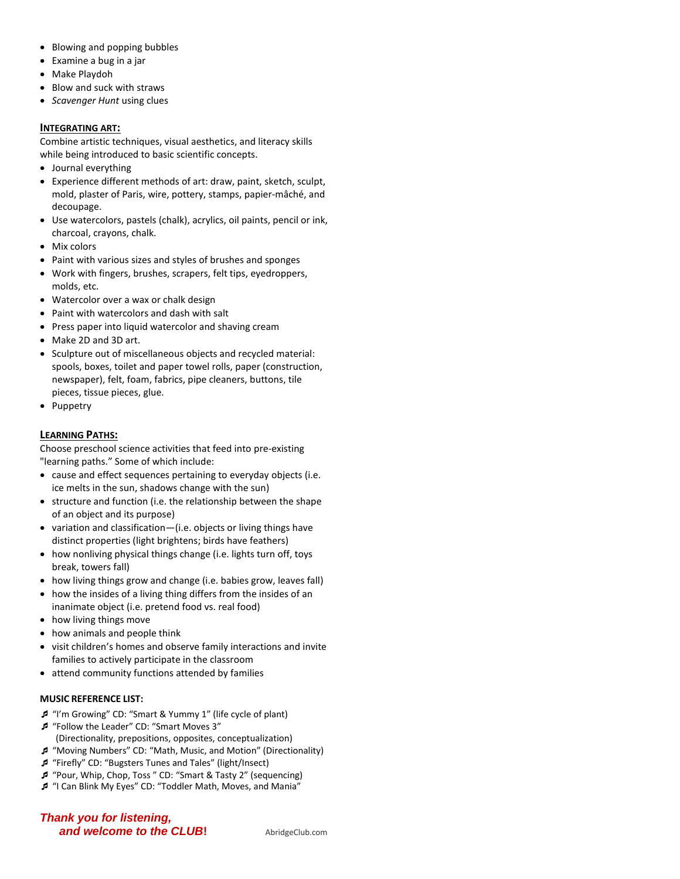- Blowing and popping bubbles
- Examine a bug in a jar
- Make Playdoh
- Blow and suck with straws
- *Scavenger Hunt* using clues

### INTEGRATING ART:

Combine artistic techniques, visual aesthetics, and literacy skills while being introduced to basic scientific concepts.

- Journal everything
- Experience different methods of art: draw, paint, sketch, sculpt, mold, plaster of Paris, wire, pottery, stamps, papier-mâché, and decoupage.
- Use watercolors, pastels (chalk), acrylics, oil paints, pencil or ink, charcoal, crayons, chalk.
- Mix colors
- Paint with various sizes and styles of brushes and sponges
- Work with fingers, brushes, scrapers, felt tips, eyedroppers, molds, etc.
- Watercolor over a wax or chalk design
- Paint with watercolors and dash with salt
- Press paper into liquid watercolor and shaving cream
- Make 2D and 3D art.
- Sculpture out of miscellaneous objects and recycled material: spools, boxes, toilet and paper towel rolls, paper (construction, newspaper), felt, foam, fabrics, pipe cleaners, buttons, tile pieces, tissue pieces, glue.
- Puppetry

### LEARNING PATHS:

Choose preschool science activities that feed into pre-existing "learning paths." Some of which include:

- cause and effect sequences pertaining to everyday objects (i.e. ice melts in the sun, shadows change with the sun)
- structure and function (i.e. the relationship between the shape of an object and its purpose)
- variation and classification—(i.e. objects or living things have distinct properties (light brightens; birds have feathers)
- how nonliving physical things change (i.e. lights turn off, toys break, towers fall)
- how living things grow and change (i.e. babies grow, leaves fall)
- how the insides of a living thing differs from the insides of an inanimate object (i.e. pretend food vs. real food)
- how living things move
- how animals and people think
- visit children's homes and observe family interactions and invite families to actively participate in the classroom
- attend community functions attended by families

### MUSIC REFERENCE LIST:

- ♬ "I'm Growing" CD: "Smart & Yummy 1" (life cycle of plant)
- ♬ "Follow the Leader" CD: "Smart Moves 3" (Directionality, prepositions, opposites, conceptualization)
- ♬ "Moving Numbers" CD: "Math, Music, and Motion" (Directionality)
- ♬ "Firefly" CD: "Bugsters Tunes and Tales" (light/Insect)
- ♬ "Pour, Whip, Chop, Toss " CD: "Smart & Tasty 2" (sequencing)
- ♬ "I Can Blink My Eyes" CD: "Toddler Math, Moves, and Mania"

***Thank you for listening, and welcome to the CLUB!***

AbridgeClub.com